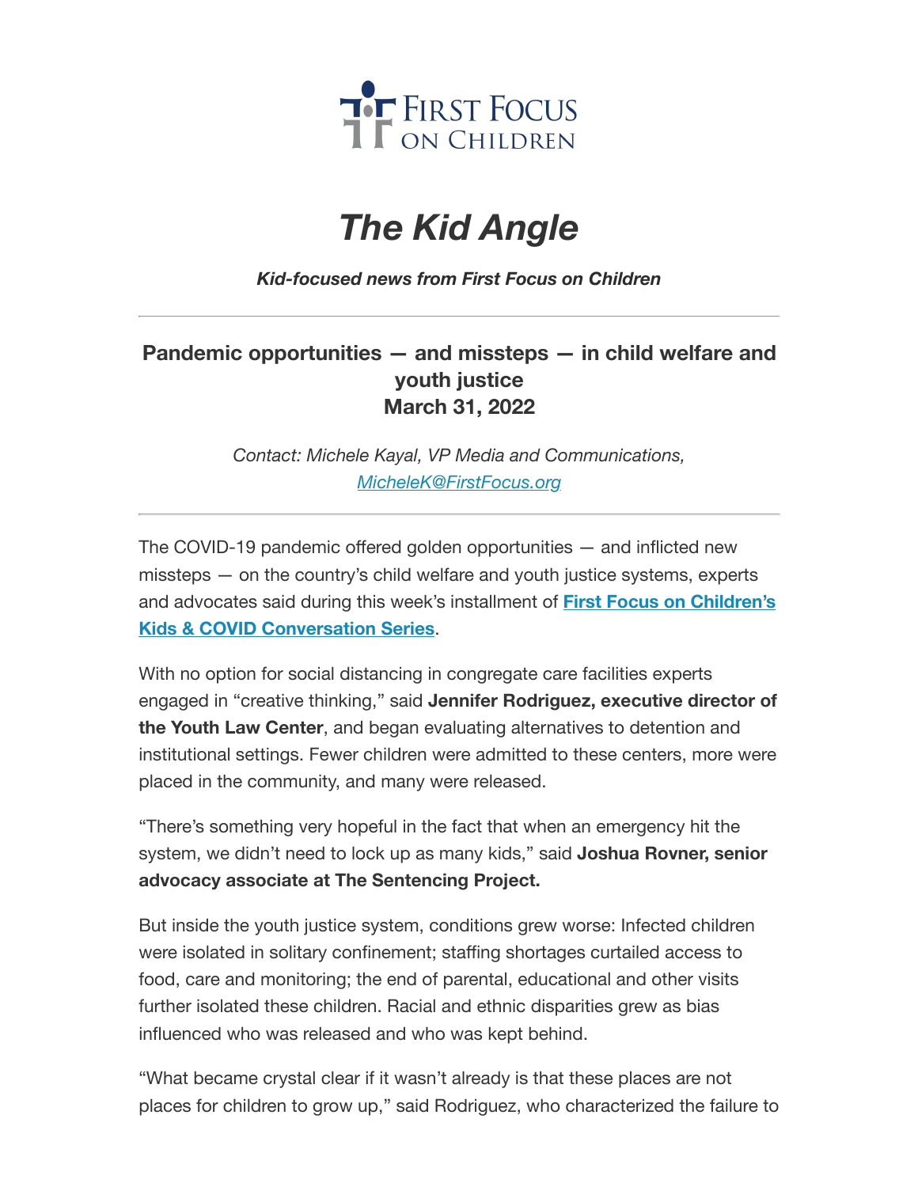FIRST FOCUS ON CHILDREN

# *The Kid Angle*

***Kid-focused news from First Focus on Children***

---

### Pandemic opportunities — and missteps — in child welfare and youth justice
### March 31, 2022

*Contact: Michele Kayal, VP Media and Communications, MicheleK@FirstFocus.org*

---

The COVID-19 pandemic offered golden opportunities — and inflicted new missteps — on the country's child welfare and youth justice systems, experts and advocates said during this week's installment of **First Focus on Children's Kids & COVID Conversation Series**.

With no option for social distancing in congregate care facilities experts engaged in "creative thinking," said **Jennifer Rodriguez, executive director of the Youth Law Center**, and began evaluating alternatives to detention and institutional settings. Fewer children were admitted to these centers, more were placed in the community, and many were released.

"There's something very hopeful in the fact that when an emergency hit the system, we didn't need to lock up as many kids," said **Joshua Rovner, senior advocacy associate at The Sentencing Project.**

But inside the youth justice system, conditions grew worse: Infected children were isolated in solitary confinement; staffing shortages curtailed access to food, care and monitoring; the end of parental, educational and other visits further isolated these children. Racial and ethnic disparities grew as bias influenced who was released and who was kept behind.

"What became crystal clear if it wasn't already is that these places are not places for children to grow up," said Rodriguez, who characterized the failure to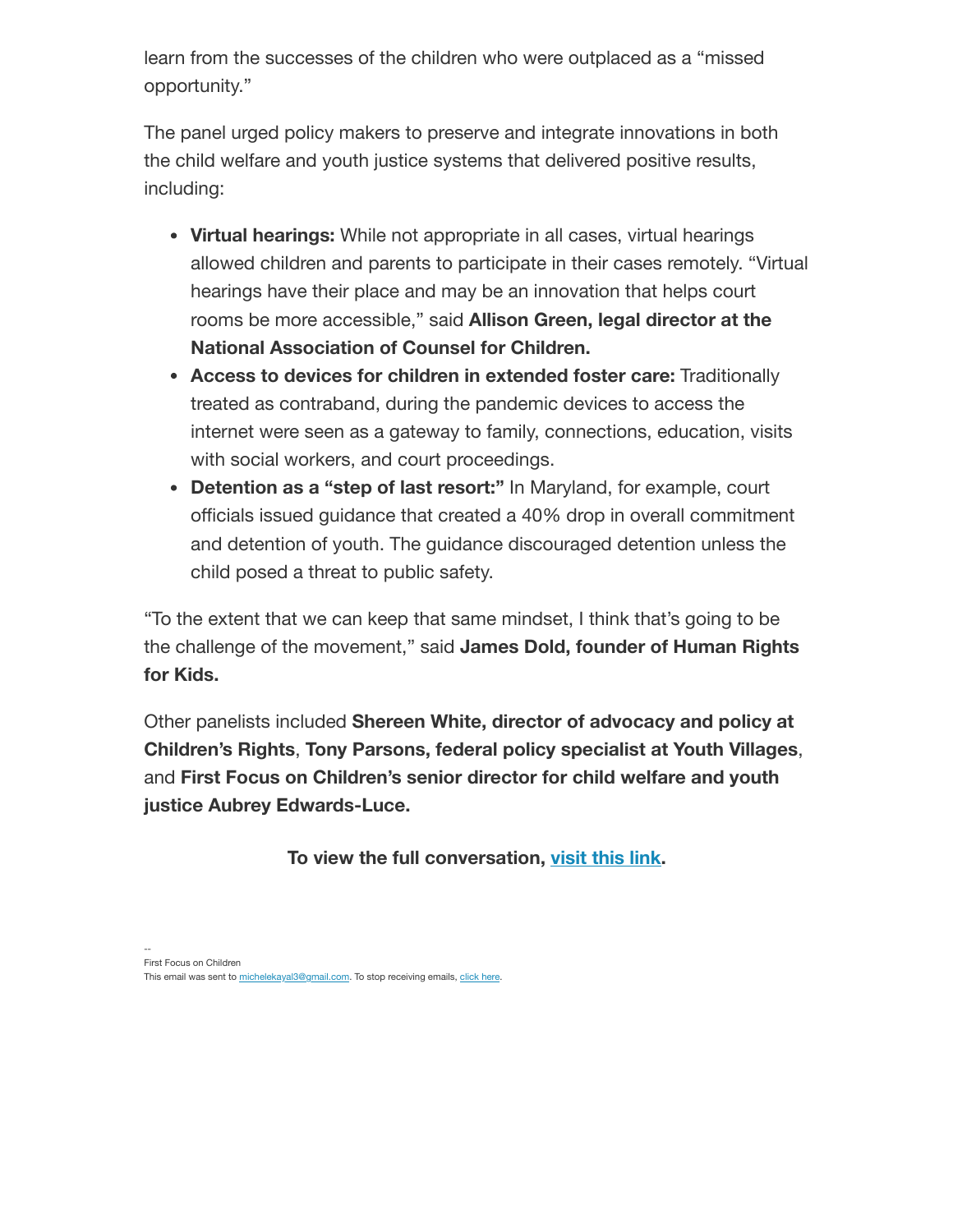learn from the successes of the children who were outplaced as a "missed opportunity."

The panel urged policy makers to preserve and integrate innovations in both the child welfare and youth justice systems that delivered positive results, including:

- **Virtual hearings:** While not appropriate in all cases, virtual hearings allowed children and parents to participate in their cases remotely. "Virtual hearings have their place and may be an innovation that helps court rooms be more accessible," said **Allison Green, legal director at the National Association of Counsel for Children.**
- **Access to devices for children in extended foster care:** Traditionally treated as contraband, during the pandemic devices to access the internet were seen as a gateway to family, connections, education, visits with social workers, and court proceedings.
- **Detention as a "step of last resort:"** In Maryland, for example, court officials issued guidance that created a 40% drop in overall commitment and detention of youth. The guidance discouraged detention unless the child posed a threat to public safety.

"To the extent that we can keep that same mindset, I think that's going to be the challenge of the movement," said **James Dold, founder of Human Rights for Kids.**

Other panelists included **Shereen White, director of advocacy and policy at Children's Rights**, **Tony Parsons, federal policy specialist at Youth Villages**, and **First Focus on Children's senior director for child welfare and youth justice Aubrey Edwards-Luce.**

**To view the full conversation, [visit this link](visit this link).**

--
First Focus on Children
This email was sent to michelekayal3@gmail.com. To stop receiving emails, click here.